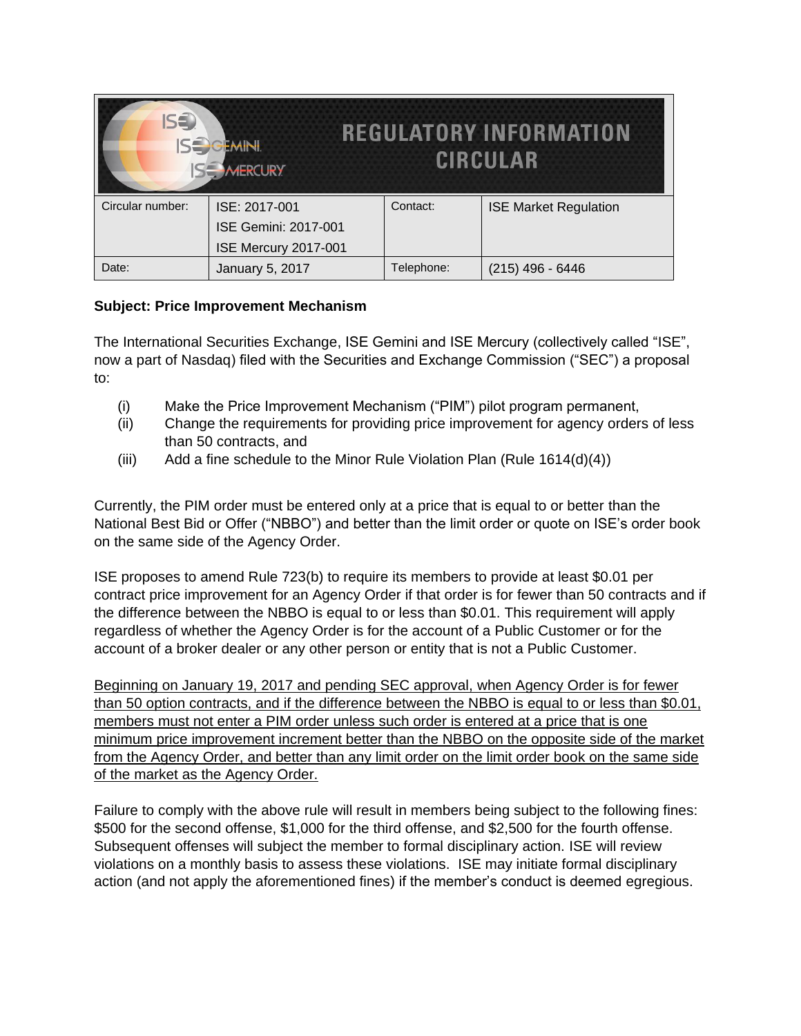# REGULATORY INFORMATION CIRCULAR

| Circular number: | ISE: 2017-001<br>ISE Gemini: 2017-001<br>ISE Mercury 2017-001 | Contact: | ISE Market Regulation |
|---|---|---|---|
| Date: | January 5, 2017 | Telephone: | (215) 496 - 6446 |

**Subject: Price Improvement Mechanism**

The International Securities Exchange, ISE Gemini and ISE Mercury (collectively called "ISE", now a part of Nasdaq) filed with the Securities and Exchange Commission ("SEC") a proposal to:

(i) Make the Price Improvement Mechanism ("PIM") pilot program permanent,
(ii) Change the requirements for providing price improvement for agency orders of less than 50 contracts, and
(iii) Add a fine schedule to the Minor Rule Violation Plan (Rule 1614(d)(4))

Currently, the PIM order must be entered only at a price that is equal to or better than the National Best Bid or Offer ("NBBO") and better than the limit order or quote on ISE's order book on the same side of the Agency Order.

ISE proposes to amend Rule 723(b) to require its members to provide at least $0.01 per contract price improvement for an Agency Order if that order is for fewer than 50 contracts and if the difference between the NBBO is equal to or less than $0.01. This requirement will apply regardless of whether the Agency Order is for the account of a Public Customer or for the account of a broker dealer or any other person or entity that is not a Public Customer.

<u>Beginning on January 19, 2017 and pending SEC approval, when Agency Order is for fewer than 50 option contracts, and if the difference between the NBBO is equal to or less than $0.01, members must not enter a PIM order unless such order is entered at a price that is one minimum price improvement increment better than the NBBO on the opposite side of the market from the Agency Order, and better than any limit order on the limit order book on the same side of the market as the Agency Order.</u>

Failure to comply with the above rule will result in members being subject to the following fines: $500 for the second offense, $1,000 for the third offense, and $2,500 for the fourth offense. Subsequent offenses will subject the member to formal disciplinary action. ISE will review violations on a monthly basis to assess these violations. ISE may initiate formal disciplinary action (and not apply the aforementioned fines) if the member's conduct is deemed egregious.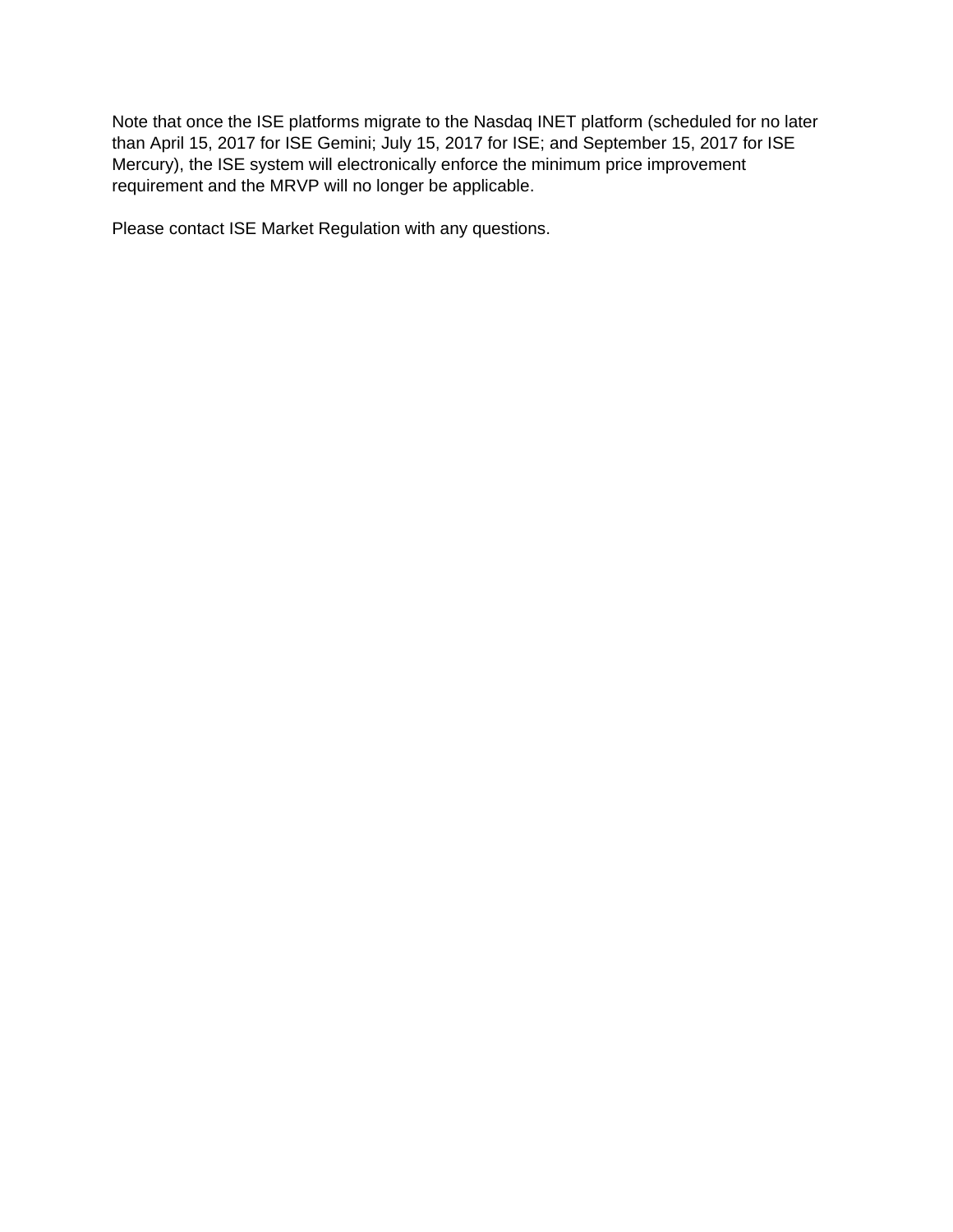Note that once the ISE platforms migrate to the Nasdaq INET platform (scheduled for no later than April 15, 2017 for ISE Gemini; July 15, 2017 for ISE; and September 15, 2017 for ISE Mercury), the ISE system will electronically enforce the minimum price improvement requirement and the MRVP will no longer be applicable.

Please contact ISE Market Regulation with any questions.